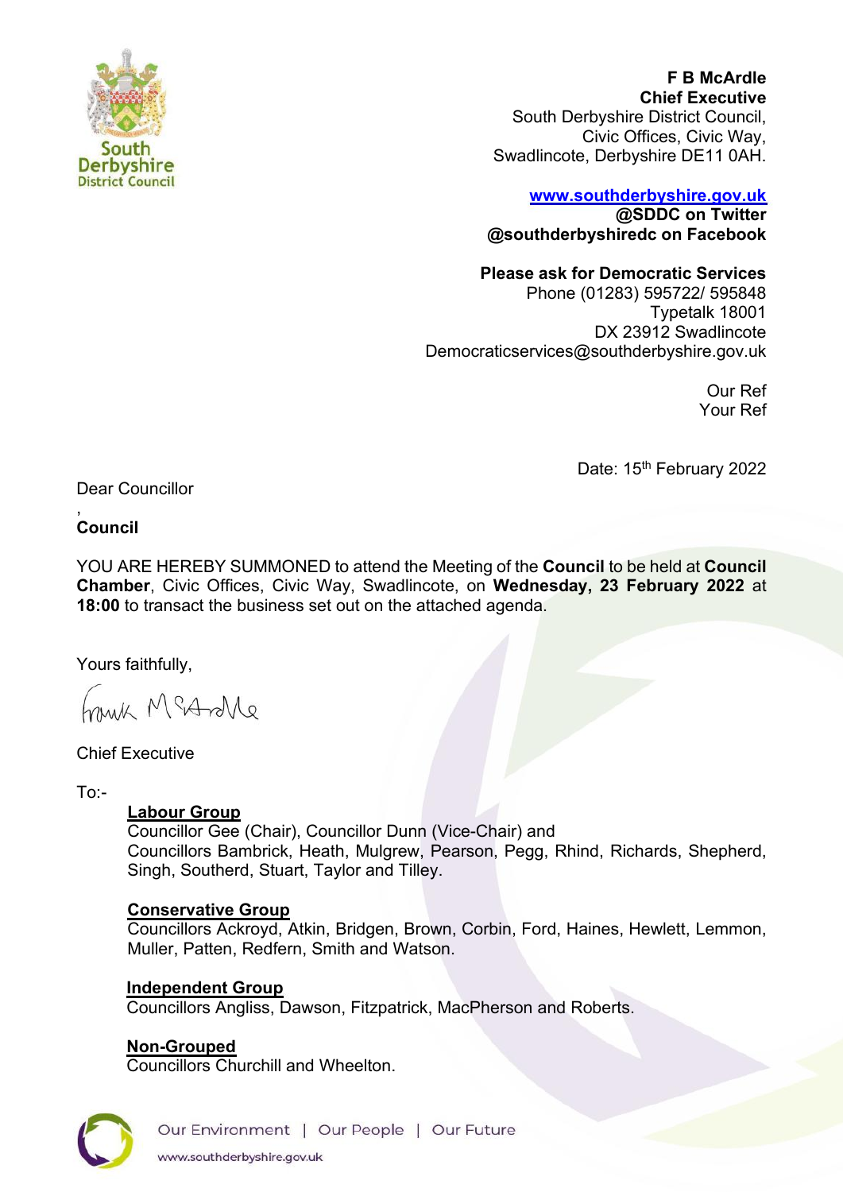South Derbyshire District Council

**F B McArdle**
**Chief Executive**
South Derbyshire District Council,
Civic Offices, Civic Way,
Swadlincote, Derbyshire DE11 0AH.

[www.southderbyshire.gov.uk](http://www.southderbyshire.gov.uk)
**@SDDC on Twitter**
**@southderbyshiredc on Facebook**

**Please ask for Democratic Services**
Phone (01283) 595722/ 595848
Typetalk 18001
DX 23912 Swadlincote
Democraticservices@southderbyshire.gov.uk

Our Ref
Your Ref

Date: 15th February 2022

Dear Councillor
,
**Council**

YOU ARE HEREBY SUMMONED to attend the Meeting of the **Council** to be held at **Council Chamber**, Civic Offices, Civic Way, Swadlincote, on **Wednesday, 23 February 2022** at **18:00** to transact the business set out on the attached agenda.

Yours faithfully,

Frank McArdle

Chief Executive

To:-

**Labour Group**
Councillor Gee (Chair), Councillor Dunn (Vice-Chair) and
Councillors Bambrick, Heath, Mulgrew, Pearson, Pegg, Rhind, Richards, Shepherd, Singh, Southerd, Stuart, Taylor and Tilley.

**Conservative Group**
Councillors Ackroyd, Atkin, Bridgen, Brown, Corbin, Ford, Haines, Hewlett, Lemmon, Muller, Patten, Redfern, Smith and Watson.

**Independent Group**
Councillors Angliss, Dawson, Fitzpatrick, MacPherson and Roberts.

**Non-Grouped**
Councillors Churchill and Wheelton.

Our Environment | Our People | Our Future
www.southderbyshire.gov.uk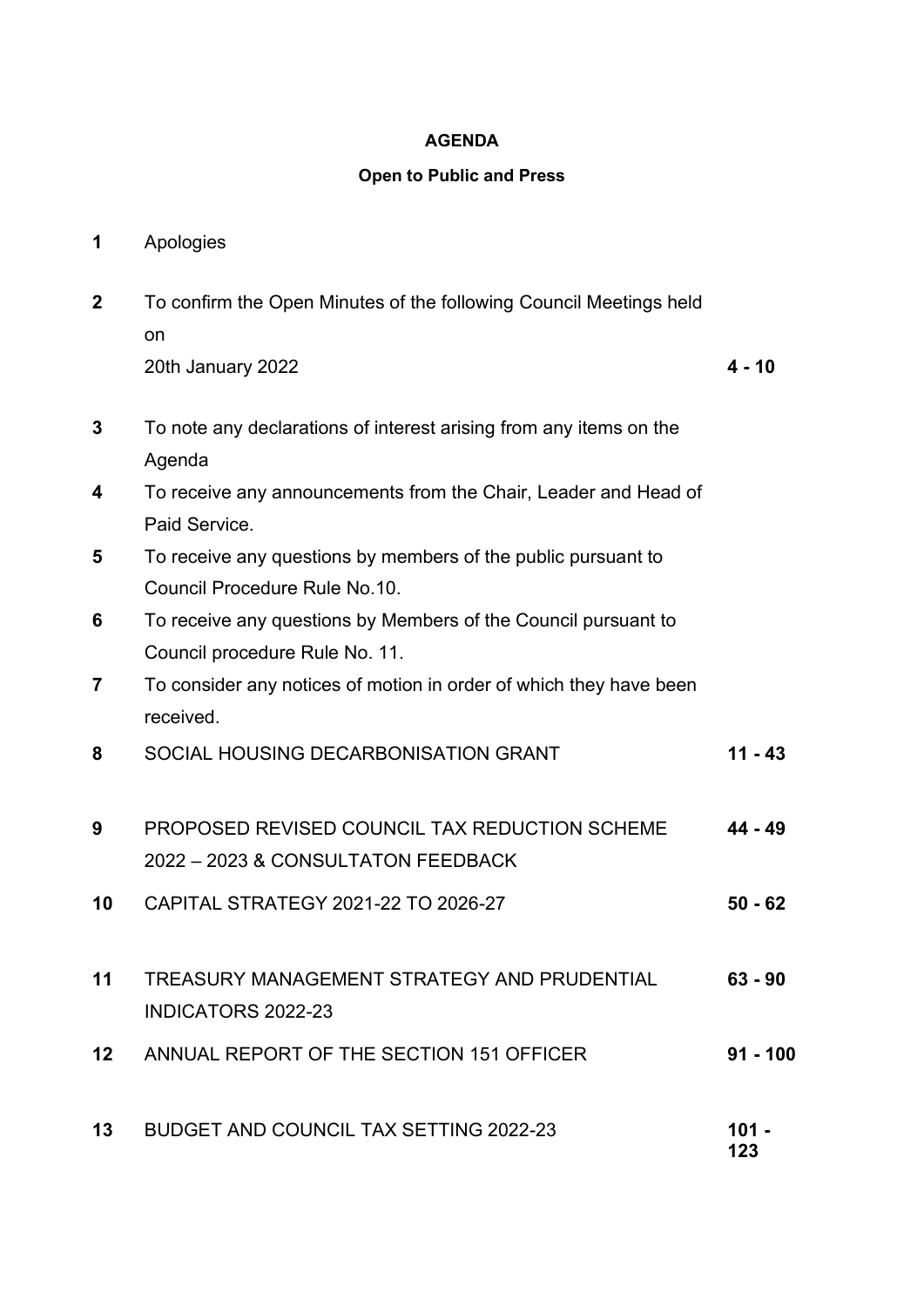**AGENDA**

**Open to Public and Press**

| | | |
|---|---|---|
| **1** | Apologies | |
| **2** | To confirm the Open Minutes of the following Council Meetings held on<br>20th January 2022 | **4 - 10** |
| **3** | To note any declarations of interest arising from any items on the Agenda | |
| **4** | To receive any announcements from the Chair, Leader and Head of Paid Service. | |
| **5** | To receive any questions by members of the public pursuant to Council Procedure Rule No.10. | |
| **6** | To receive any questions by Members of the Council pursuant to Council procedure Rule No. 11. | |
| **7** | To consider any notices of motion in order of which they have been received. | |
| **8** | SOCIAL HOUSING DECARBONISATION GRANT | **11 - 43** |
| **9** | PROPOSED REVISED COUNCIL TAX REDUCTION SCHEME 2022 – 2023 & CONSULTATON FEEDBACK | **44 - 49** |
| **10** | CAPITAL STRATEGY 2021-22 TO 2026-27 | **50 - 62** |
| **11** | TREASURY MANAGEMENT STRATEGY AND PRUDENTIAL INDICATORS 2022-23 | **63 - 90** |
| **12** | ANNUAL REPORT OF THE SECTION 151 OFFICER | **91 - 100** |
| **13** | BUDGET AND COUNCIL TAX SETTING 2022-23 | **101 - 123** |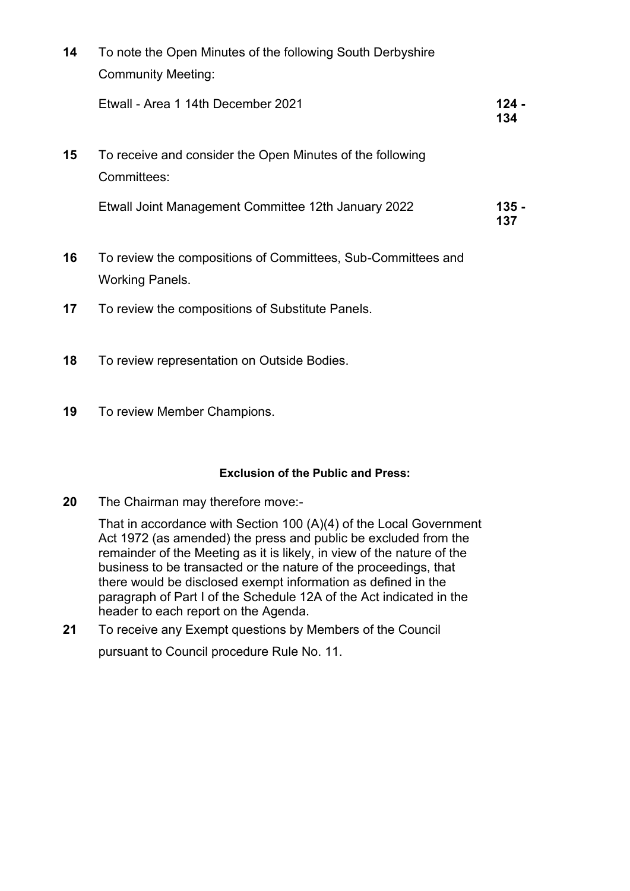**14** To note the Open Minutes of the following South Derbyshire Community Meeting:

Etwall - Area 1 14th December 2021 **124 - 134**

**15** To receive and consider the Open Minutes of the following Committees:

Etwall Joint Management Committee 12th January 2022 **135 - 137**

**16** To review the compositions of Committees, Sub-Committees and Working Panels.

**17** To review the compositions of Substitute Panels.

**18** To review representation on Outside Bodies.

**19** To review Member Champions.

**Exclusion of the Public and Press:**

**20** The Chairman may therefore move:-

That in accordance with Section 100 (A)(4) of the Local Government Act 1972 (as amended) the press and public be excluded from the remainder of the Meeting as it is likely, in view of the nature of the business to be transacted or the nature of the proceedings, that there would be disclosed exempt information as defined in the paragraph of Part I of the Schedule 12A of the Act indicated in the header to each report on the Agenda.

**21** To receive any Exempt questions by Members of the Council pursuant to Council procedure Rule No. 11.